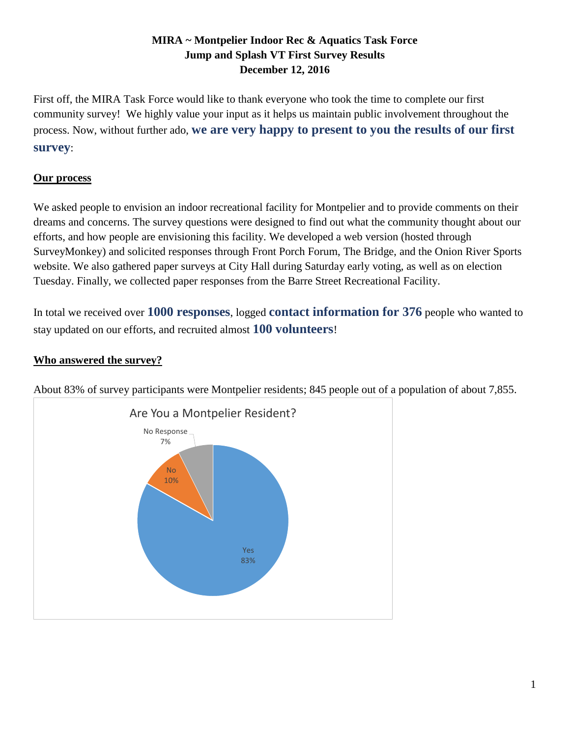**MIRA ~ Montpelier Indoor Rec & Aquatics Task Force**
**Jump and Splash VT First Survey Results**
**December 12, 2016**

First off, the MIRA Task Force would like to thank everyone who took the time to complete our first community survey! We highly value your input as it helps us maintain public involvement throughout the process. Now, without further ado, **we are very happy to present to you the results of our first survey**:

## Our process

We asked people to envision an indoor recreational facility for Montpelier and to provide comments on their dreams and concerns. The survey questions were designed to find out what the community thought about our efforts, and how people are envisioning this facility. We developed a web version (hosted through SurveyMonkey) and solicited responses through Front Porch Forum, The Bridge, and the Onion River Sports website. We also gathered paper surveys at City Hall during Saturday early voting, as well as on election Tuesday. Finally, we collected paper responses from the Barre Street Recreational Facility.

In total we received over **1000 responses**, logged **contact information for 376** people who wanted to stay updated on our efforts, and recruited almost **100 volunteers**!

## Who answered the survey?

About 83% of survey participants were Montpelier residents; 845 people out of a population of about 7,855.

Are You a Montpelier Resident?

| Response | Percent |
|---|---|
| Yes | 83% |
| No | 10% |
| No Response | 7% |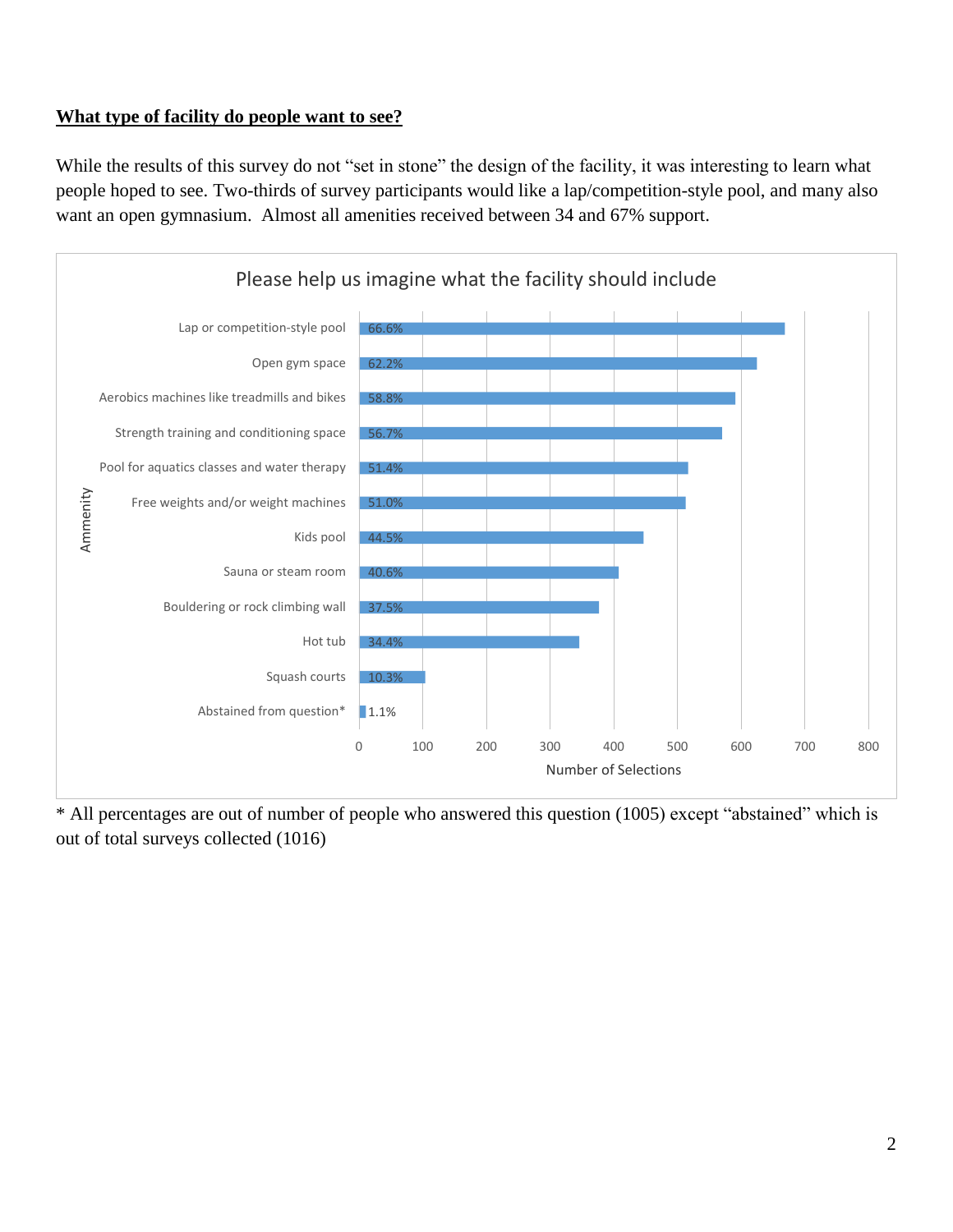## What type of facility do people want to see?

While the results of this survey do not "set in stone" the design of the facility, it was interesting to learn what people hoped to see. Two-thirds of survey participants would like a lap/competition-style pool, and many also want an open gymnasium. Almost all amenities received between 34 and 67% support.

**Please help us imagine what the facility should include**

| Ammenity | Percentage |
| --- | --- |
| Lap or competition-style pool | 66.6% |
| Open gym space | 62.2% |
| Aerobics machines like treadmills and bikes | 58.8% |
| Strength training and conditioning space | 56.7% |
| Pool for aquatics classes and water therapy | 51.4% |
| Free weights and/or weight machines | 51.0% |
| Kids pool | 44.5% |
| Sauna or steam room | 40.6% |
| Bouldering or rock climbing wall | 37.5% |
| Hot tub | 34.4% |
| Squash courts | 10.3% |
| Abstained from question* | 1.1% |

Number of Selections

\* All percentages are out of number of people who answered this question (1005) except "abstained" which is out of total surveys collected (1016)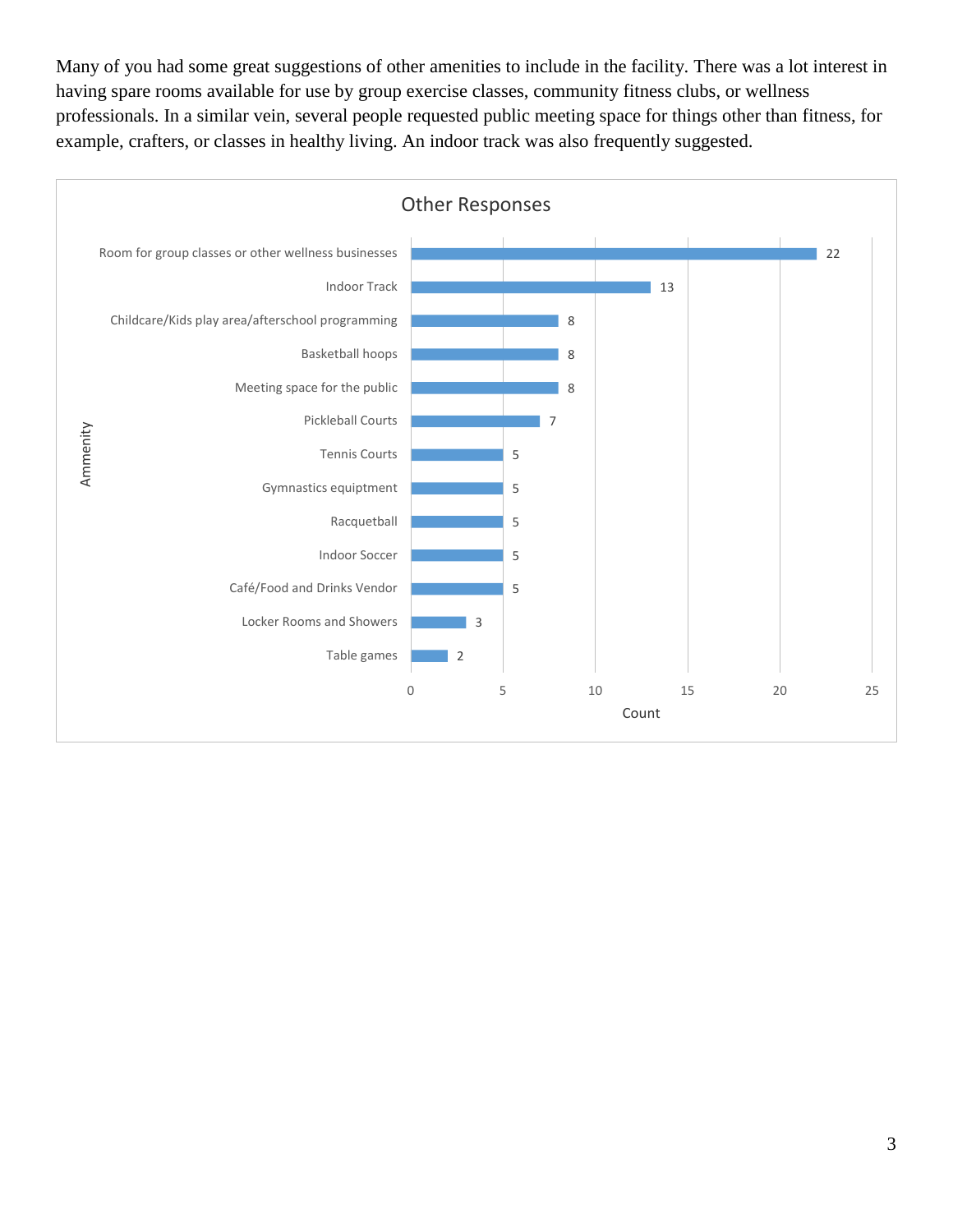Many of you had some great suggestions of other amenities to include in the facility. There was a lot interest in having spare rooms available for use by group exercise classes, community fitness clubs, or wellness professionals. In a similar vein, several people requested public meeting space for things other than fitness, for example, crafters, or classes in healthy living. An indoor track was also frequently suggested.

**Other Responses**

| Ammenity | Count |
| --- | --- |
| Room for group classes or other wellness businesses | 22 |
| Indoor Track | 13 |
| Childcare/Kids play area/afterschool programming | 8 |
| Basketball hoops | 8 |
| Meeting space for the public | 8 |
| Pickleball Courts | 7 |
| Tennis Courts | 5 |
| Gymnastics equiptment | 5 |
| Racquetball | 5 |
| Indoor Soccer | 5 |
| Café/Food and Drinks Vendor | 5 |
| Locker Rooms and Showers | 3 |
| Table games | 2 |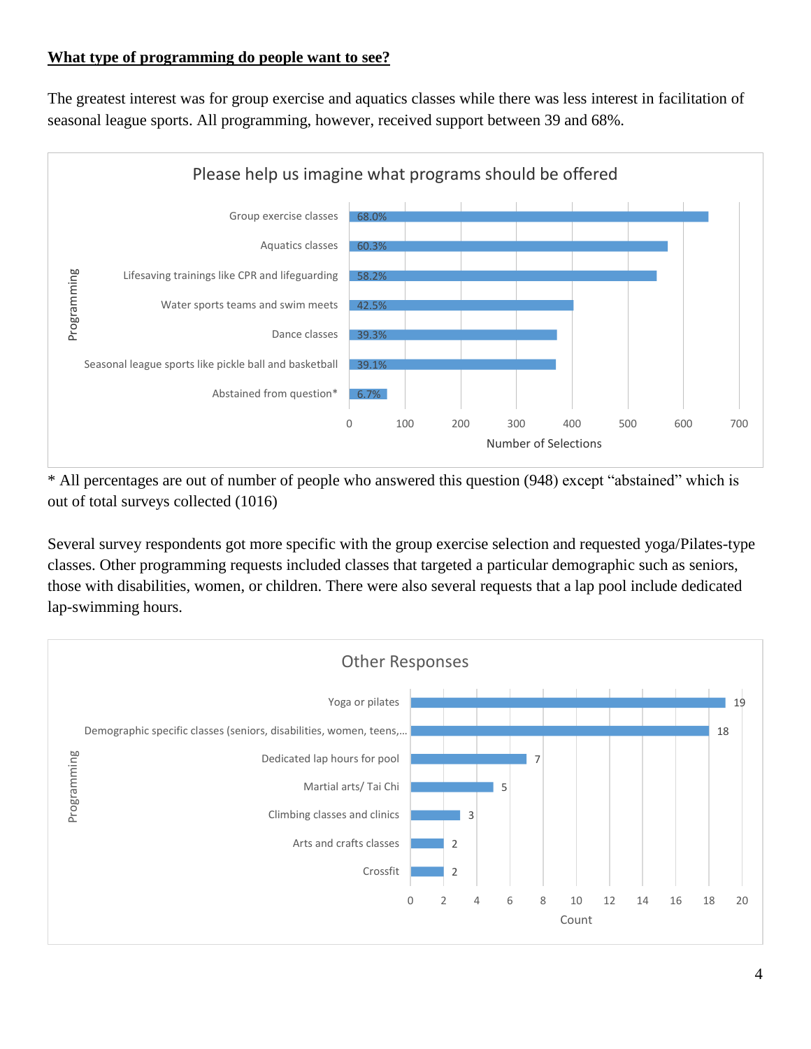**What type of programming do people want to see?**

The greatest interest was for group exercise and aquatics classes while there was less interest in facilitation of seasonal league sports. All programming, however, received support between 39 and 68%.

**Please help us imagine what programs should be offered**

| Programming | Percentage |
|---|---|
| Group exercise classes | 68.0% |
| Aquatics classes | 60.3% |
| Lifesaving trainings like CPR and lifeguarding | 58.2% |
| Water sports teams and swim meets | 42.5% |
| Dance classes | 39.3% |
| Seasonal league sports like pickle ball and basketball | 39.1% |
| Abstained from question* | 6.7% |

\* All percentages are out of number of people who answered this question (948) except "abstained" which is out of total surveys collected (1016)

Several survey respondents got more specific with the group exercise selection and requested yoga/Pilates-type classes. Other programming requests included classes that targeted a particular demographic such as seniors, those with disabilities, women, or children. There were also several requests that a lap pool include dedicated lap-swimming hours.

**Other Responses**

| Programming | Count |
|---|---|
| Yoga or pilates | 19 |
| Demographic specific classes (seniors, disabilities, women, teens,… | 18 |
| Dedicated lap hours for pool | 7 |
| Martial arts/ Tai Chi | 5 |
| Climbing classes and clinics | 3 |
| Arts and crafts classes | 2 |
| Crossfit | 2 |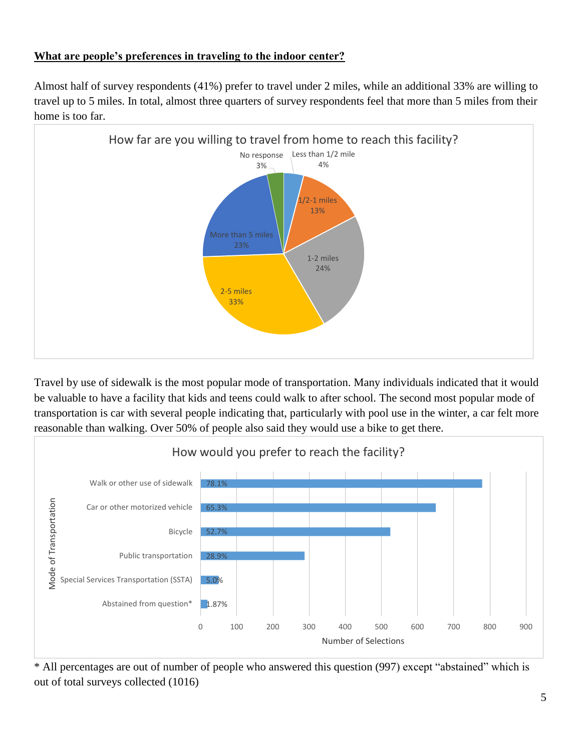**What are people's preferences in traveling to the indoor center?**

Almost half of survey respondents (41%) prefer to travel under 2 miles, while an additional 33% are willing to travel up to 5 miles. In total, almost three quarters of survey respondents feel that more than 5 miles from their home is too far.

**How far are you willing to travel from home to reach this facility?**

| Response | Percentage |
|---|---|
| Less than 1/2 mile | 4% |
| 1/2-1 miles | 13% |
| 1-2 miles | 24% |
| 2-5 miles | 33% |
| More than 5 miles | 23% |
| No response | 3% |

Travel by use of sidewalk is the most popular mode of transportation. Many individuals indicated that it would be valuable to have a facility that kids and teens could walk to after school. The second most popular mode of transportation is car with several people indicating that, particularly with pool use in the winter, a car felt more reasonable than walking. Over 50% of people also said they would use a bike to get there.

**How would you prefer to reach the facility?**

| Mode of Transportation | Percentage |
|---|---|
| Walk or other use of sidewalk | 78.1% |
| Car or other motorized vehicle | 65.3% |
| Bicycle | 52.7% |
| Public transportation | 28.9% |
| Special Services Transportation (SSTA) | 5.0% |
| Abstained from question* | 1.87% |

\* All percentages are out of number of people who answered this question (997) except "abstained" which is out of total surveys collected (1016)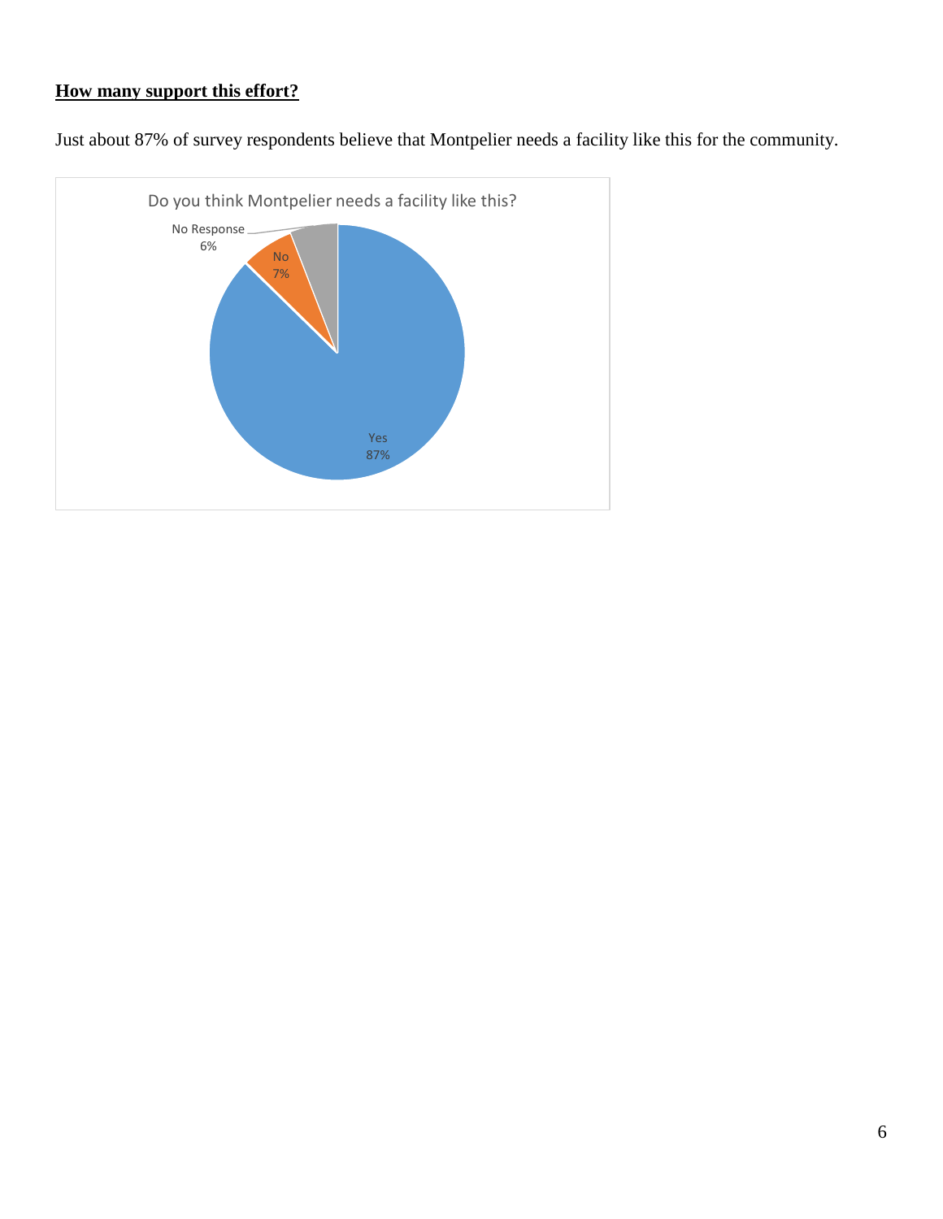**How many support this effort?**

Just about 87% of survey respondents believe that Montpelier needs a facility like this for the community.

Do you think Montpelier needs a facility like this?

No Response 6%

No 7%

Yes 87%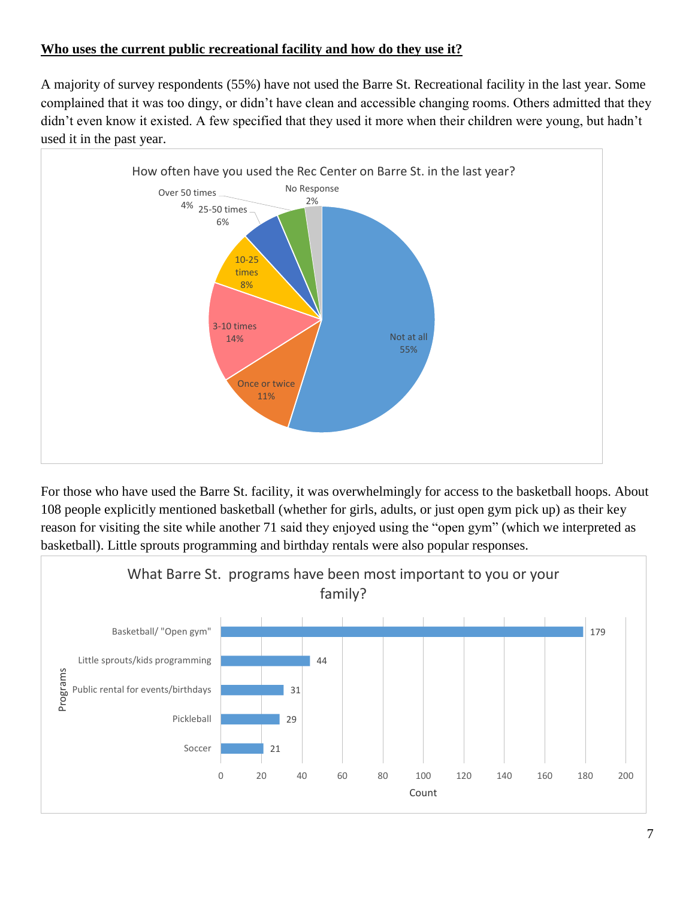**Who uses the current public recreational facility and how do they use it?**

A majority of survey respondents (55%) have not used the Barre St. Recreational facility in the last year. Some complained that it was too dingy, or didn't have clean and accessible changing rooms. Others admitted that they didn't even know it existed. A few specified that they used it more when their children were young, but hadn't used it in the past year.

How often have you used the Rec Center on Barre St. in the last year?

| Response | Percent |
|---|---|
| Not at all | 55% |
| Once or twice | 11% |
| 3-10 times | 14% |
| 10-25 times | 8% |
| 25-50 times | 6% |
| Over 50 times | 4% |
| No Response | 2% |

For those who have used the Barre St. facility, it was overwhelmingly for access to the basketball hoops. About 108 people explicitly mentioned basketball (whether for girls, adults, or just open gym pick up) as their key reason for visiting the site while another 71 said they enjoyed using the "open gym" (which we interpreted as basketball). Little sprouts programming and birthday rentals were also popular responses.

What Barre St. programs have been most important to you or your family?

| Programs | Count |
|---|---|
| Basketball/ "Open gym" | 179 |
| Little sprouts/kids programming | 44 |
| Public rental for events/birthdays | 31 |
| Pickleball | 29 |
| Soccer | 21 |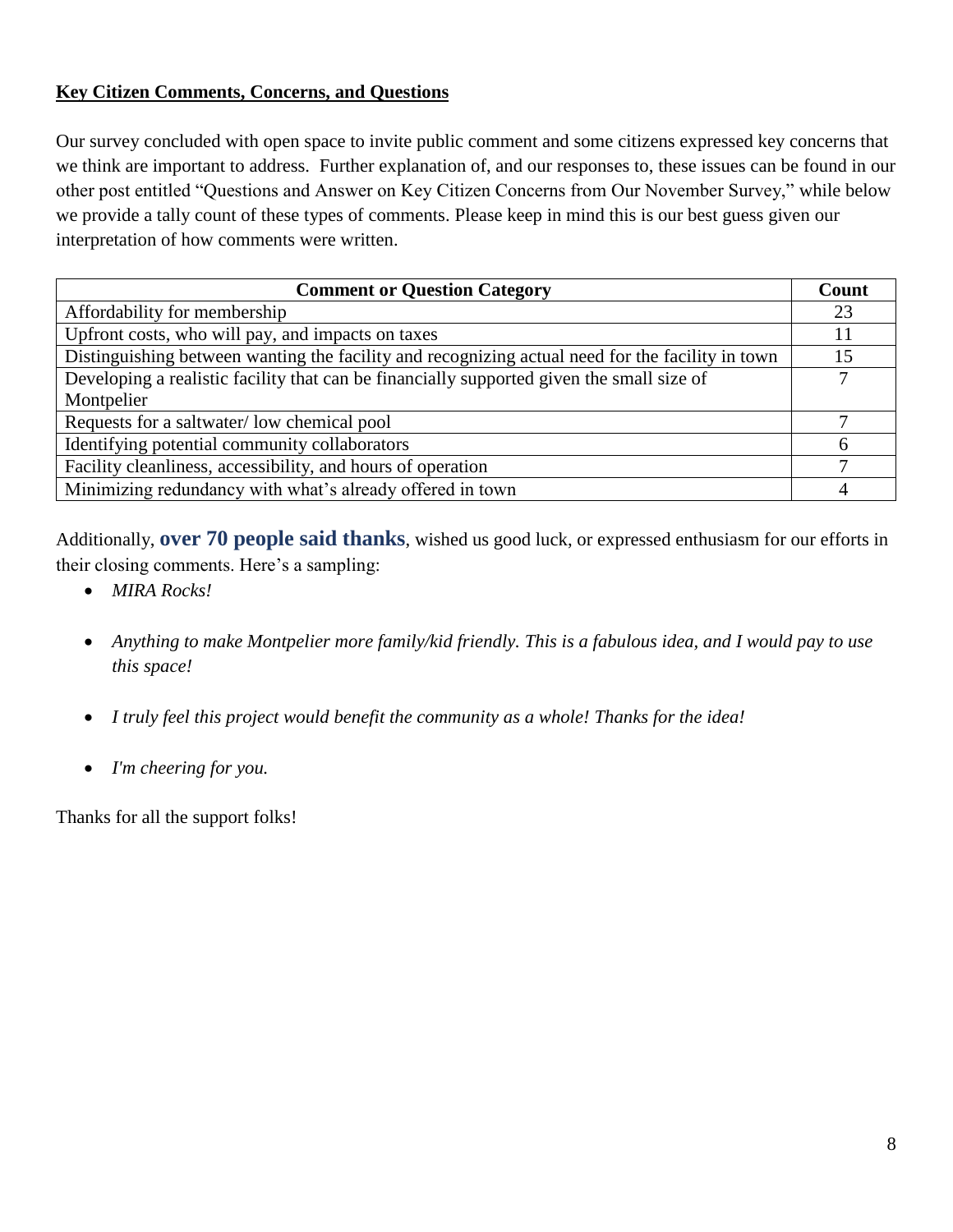**Key Citizen Comments, Concerns, and Questions**

Our survey concluded with open space to invite public comment and some citizens expressed key concerns that we think are important to address. Further explanation of, and our responses to, these issues can be found in our other post entitled "Questions and Answer on Key Citizen Concerns from Our November Survey," while below we provide a tally count of these types of comments. Please keep in mind this is our best guess given our interpretation of how comments were written.

| Comment or Question Category | Count |
|---|---|
| Affordability for membership | 23 |
| Upfront costs, who will pay, and impacts on taxes | 11 |
| Distinguishing between wanting the facility and recognizing actual need for the facility in town | 15 |
| Developing a realistic facility that can be financially supported given the small size of Montpelier | 7 |
| Requests for a saltwater/ low chemical pool | 7 |
| Identifying potential community collaborators | 6 |
| Facility cleanliness, accessibility, and hours of operation | 7 |
| Minimizing redundancy with what's already offered in town | 4 |

Additionally, **over 70 people said thanks**, wished us good luck, or expressed enthusiasm for our efforts in their closing comments. Here's a sampling:

- *MIRA Rocks!*
- *Anything to make Montpelier more family/kid friendly. This is a fabulous idea, and I would pay to use this space!*
- *I truly feel this project would benefit the community as a whole! Thanks for the idea!*
- *I'm cheering for you.*

Thanks for all the support folks!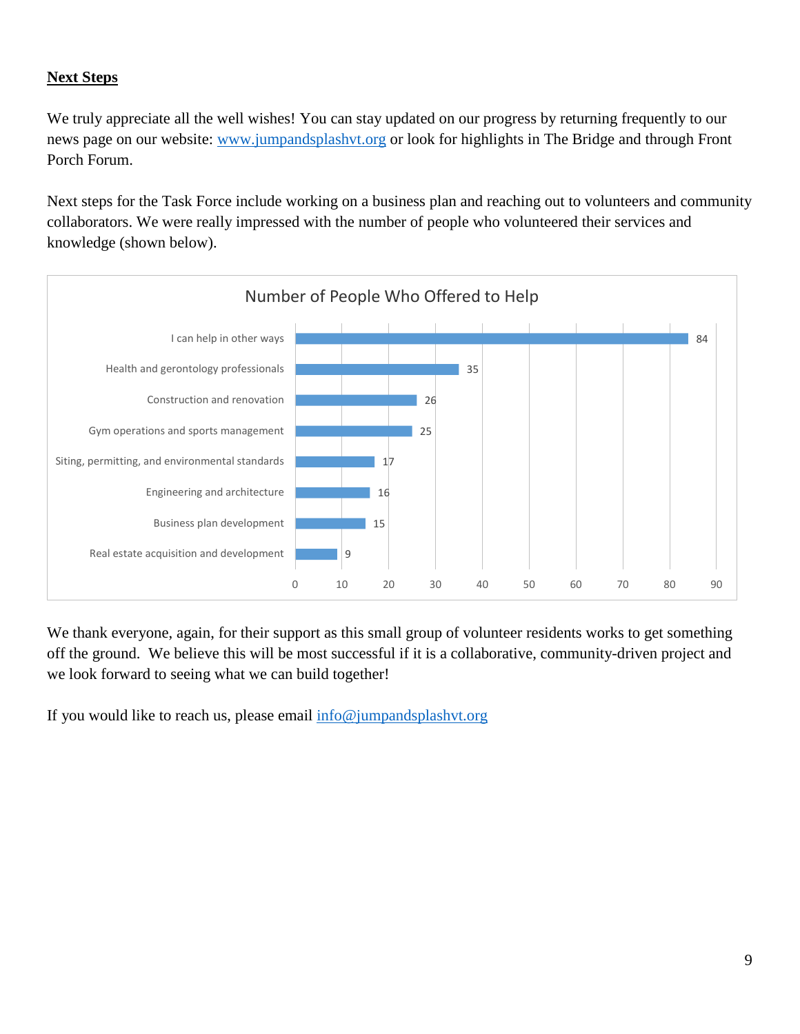## **Next Steps**

We truly appreciate all the well wishes! You can stay updated on our progress by returning frequently to our news page on our website: [www.jumpandsplashvt.org](www.jumpandsplashvt.org) or look for highlights in The Bridge and through Front Porch Forum.

Next steps for the Task Force include working on a business plan and reaching out to volunteers and community collaborators. We were really impressed with the number of people who volunteered their services and knowledge (shown below).

Number of People Who Offered to Help

I can help in other ways 84
Health and gerontology professionals 35
Construction and renovation 26
Gym operations and sports management 25
Siting, permitting, and environmental standards 17
Engineering and architecture 16
Business plan development 15
Real estate acquisition and development 9

0 10 20 30 40 50 60 70 80 90

We thank everyone, again, for their support as this small group of volunteer residents works to get something off the ground. We believe this will be most successful if it is a collaborative, community-driven project and we look forward to seeing what we can build together!

If you would like to reach us, please email [info@jumpandsplashvt.org](mailto:info@jumpandsplashvt.org)